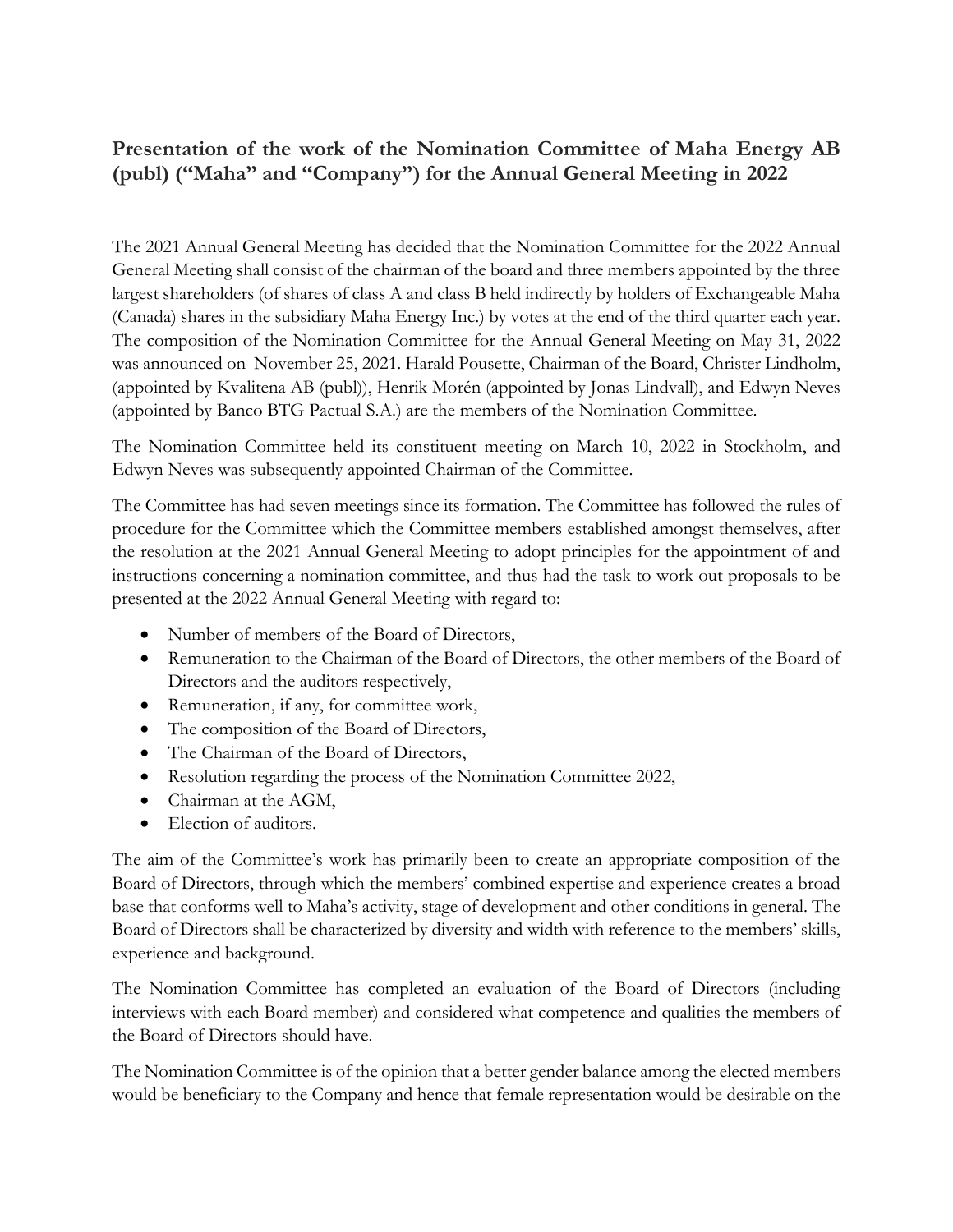## Presentation of the work of the Nomination Committee of Maha Energy AB (publ) ("Maha" and "Company") for the Annual General Meeting in 2022

The 2021 Annual General Meeting has decided that the Nomination Committee for the 2022 Annual General Meeting shall consist of the chairman of the board and three members appointed by the three largest shareholders (of shares of class A and class B held indirectly by holders of Exchangeable Maha (Canada) shares in the subsidiary Maha Energy Inc.) by votes at the end of the third quarter each year. The composition of the Nomination Committee for the Annual General Meeting on May 31, 2022 was announced on November 25, 2021. Harald Pousette, Chairman of the Board, Christer Lindholm, (appointed by Kvalitena AB (publ)), Henrik Morén (appointed by Jonas Lindvall), and Edwyn Neves (appointed by Banco BTG Pactual S.A.) are the members of the Nomination Committee.

The Nomination Committee held its constituent meeting on March 10, 2022 in Stockholm, and Edwyn Neves was subsequently appointed Chairman of the Committee.

The Committee has had seven meetings since its formation. The Committee has followed the rules of procedure for the Committee which the Committee members established amongst themselves, after the resolution at the 2021 Annual General Meeting to adopt principles for the appointment of and instructions concerning a nomination committee, and thus had the task to work out proposals to be presented at the 2022 Annual General Meeting with regard to:

- Number of members of the Board of Directors,
- Remuneration to the Chairman of the Board of Directors, the other members of the Board of Directors and the auditors respectively,
- Remuneration, if any, for committee work,
- The composition of the Board of Directors,
- The Chairman of the Board of Directors,
- Resolution regarding the process of the Nomination Committee 2022,
- Chairman at the AGM,
- Election of auditors.

The aim of the Committee's work has primarily been to create an appropriate composition of the Board of Directors, through which the members' combined expertise and experience creates a broad base that conforms well to Maha's activity, stage of development and other conditions in general. The Board of Directors shall be characterized by diversity and width with reference to the members' skills, experience and background.

The Nomination Committee has completed an evaluation of the Board of Directors (including interviews with each Board member) and considered what competence and qualities the members of the Board of Directors should have.

The Nomination Committee is of the opinion that a better gender balance among the elected members would be beneficiary to the Company and hence that female representation would be desirable on the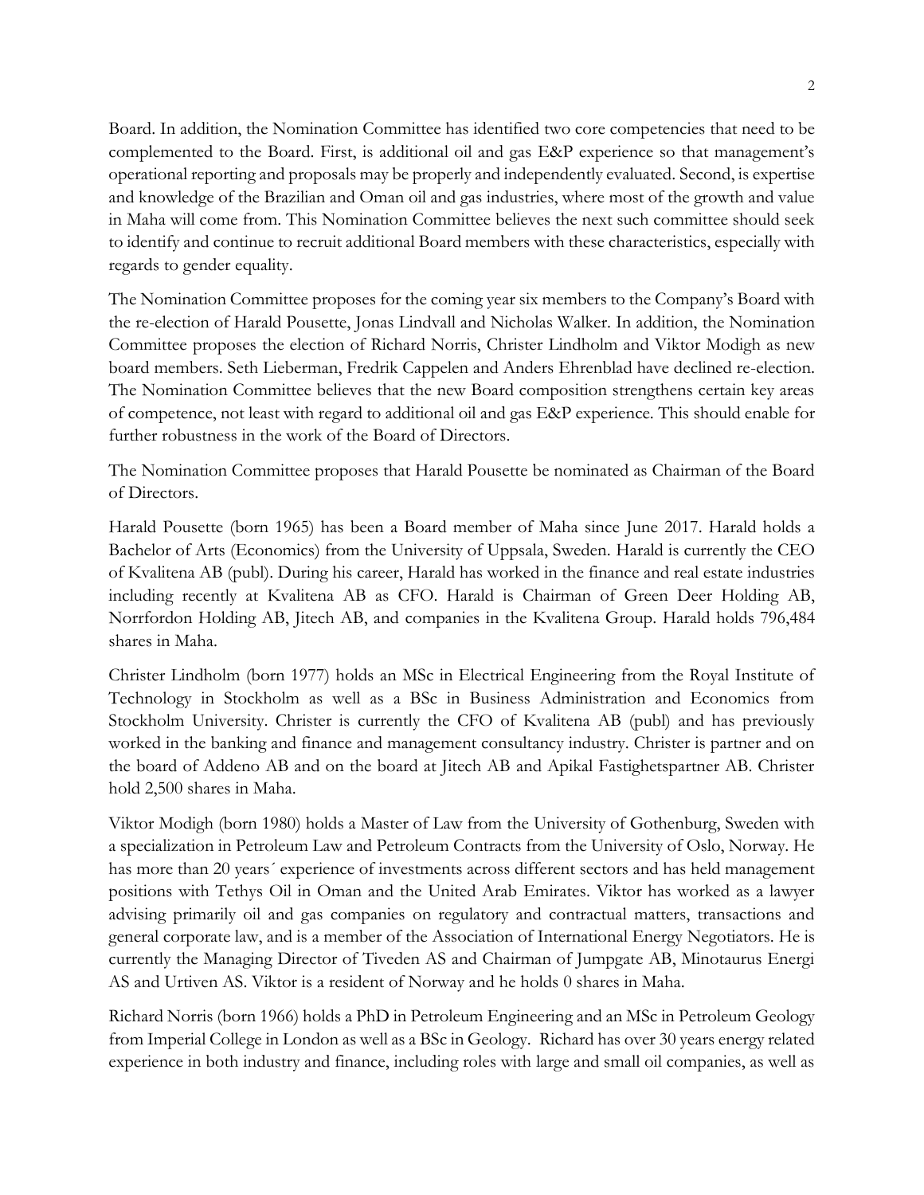Board. In addition, the Nomination Committee has identified two core competencies that need to be complemented to the Board. First, is additional oil and gas E&P experience so that management's operational reporting and proposals may be properly and independently evaluated. Second, is expertise and knowledge of the Brazilian and Oman oil and gas industries, where most of the growth and value in Maha will come from. This Nomination Committee believes the next such committee should seek to identify and continue to recruit additional Board members with these characteristics, especially with regards to gender equality.

The Nomination Committee proposes for the coming year six members to the Company's Board with the re-election of Harald Pousette, Jonas Lindvall and Nicholas Walker. In addition, the Nomination Committee proposes the election of Richard Norris, Christer Lindholm and Viktor Modigh as new board members. Seth Lieberman, Fredrik Cappelen and Anders Ehrenblad have declined re-election. The Nomination Committee believes that the new Board composition strengthens certain key areas of competence, not least with regard to additional oil and gas E&P experience. This should enable for further robustness in the work of the Board of Directors.

The Nomination Committee proposes that Harald Pousette be nominated as Chairman of the Board of Directors.

Harald Pousette (born 1965) has been a Board member of Maha since June 2017. Harald holds a Bachelor of Arts (Economics) from the University of Uppsala, Sweden. Harald is currently the CEO of Kvalitena AB (publ). During his career, Harald has worked in the finance and real estate industries including recently at Kvalitena AB as CFO. Harald is Chairman of Green Deer Holding AB, Norrfordon Holding AB, Jitech AB, and companies in the Kvalitena Group. Harald holds 796,484 shares in Maha.

Christer Lindholm (born 1977) holds an MSc in Electrical Engineering from the Royal Institute of Technology in Stockholm as well as a BSc in Business Administration and Economics from Stockholm University. Christer is currently the CFO of Kvalitena AB (publ) and has previously worked in the banking and finance and management consultancy industry. Christer is partner and on the board of Addeno AB and on the board at Jitech AB and Apikal Fastighetspartner AB. Christer hold 2,500 shares in Maha.

Viktor Modigh (born 1980) holds a Master of Law from the University of Gothenburg, Sweden with a specialization in Petroleum Law and Petroleum Contracts from the University of Oslo, Norway. He has more than 20 years´ experience of investments across different sectors and has held management positions with Tethys Oil in Oman and the United Arab Emirates. Viktor has worked as a lawyer advising primarily oil and gas companies on regulatory and contractual matters, transactions and general corporate law, and is a member of the Association of International Energy Negotiators. He is currently the Managing Director of Tiveden AS and Chairman of Jumpgate AB, Minotaurus Energi AS and Urtiven AS. Viktor is a resident of Norway and he holds 0 shares in Maha.

Richard Norris (born 1966) holds a PhD in Petroleum Engineering and an MSc in Petroleum Geology from Imperial College in London as well as a BSc in Geology. Richard has over 30 years energy related experience in both industry and finance, including roles with large and small oil companies, as well as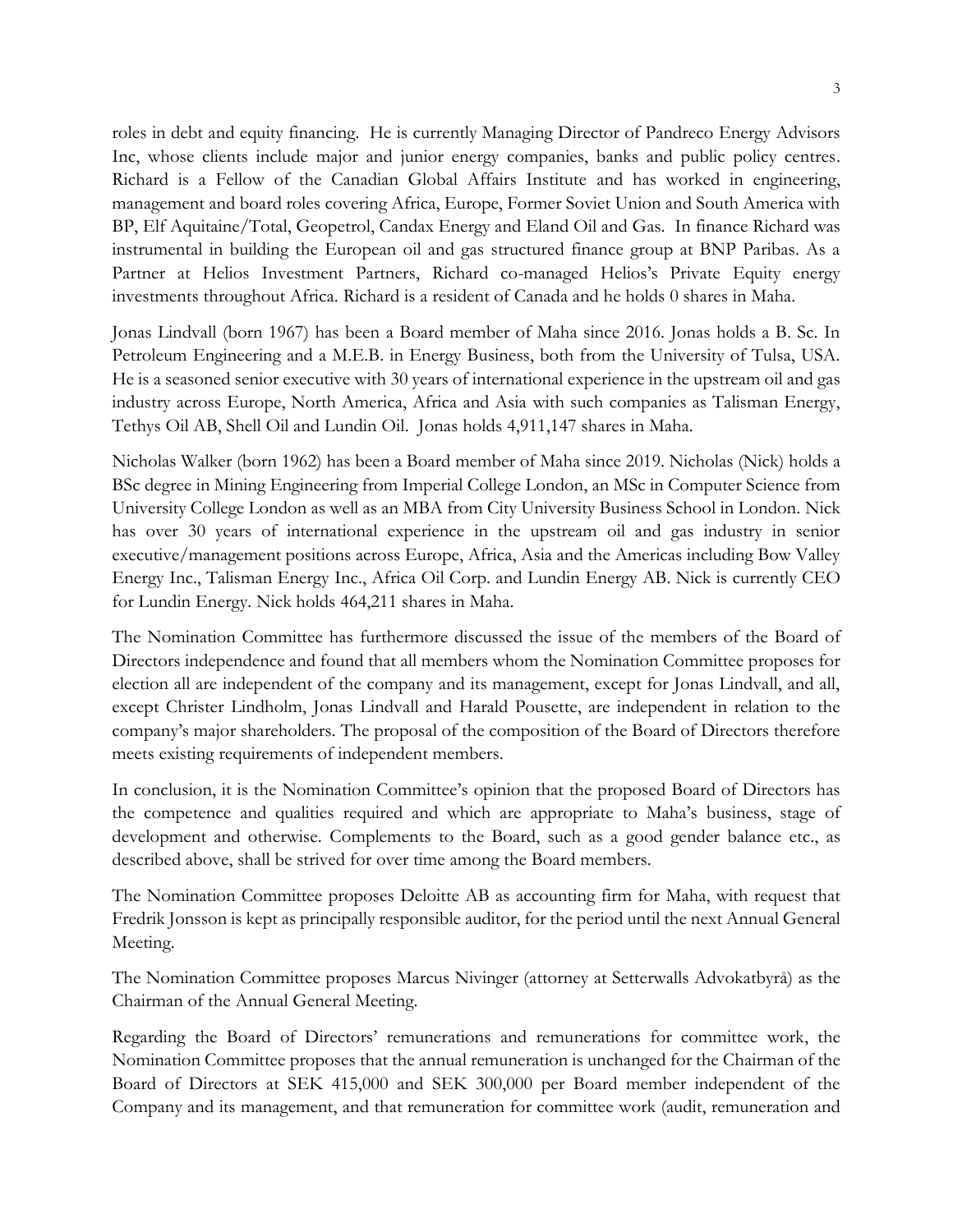roles in debt and equity financing. He is currently Managing Director of Pandreco Energy Advisors Inc, whose clients include major and junior energy companies, banks and public policy centres. Richard is a Fellow of the Canadian Global Affairs Institute and has worked in engineering, management and board roles covering Africa, Europe, Former Soviet Union and South America with BP, Elf Aquitaine/Total, Geopetrol, Candax Energy and Eland Oil and Gas. In finance Richard was instrumental in building the European oil and gas structured finance group at BNP Paribas. As a Partner at Helios Investment Partners, Richard co-managed Helios's Private Equity energy investments throughout Africa. Richard is a resident of Canada and he holds 0 shares in Maha.

Jonas Lindvall (born 1967) has been a Board member of Maha since 2016. Jonas holds a B. Sc. In Petroleum Engineering and a M.E.B. in Energy Business, both from the University of Tulsa, USA. He is a seasoned senior executive with 30 years of international experience in the upstream oil and gas industry across Europe, North America, Africa and Asia with such companies as Talisman Energy, Tethys Oil AB, Shell Oil and Lundin Oil. Jonas holds 4,911,147 shares in Maha.

Nicholas Walker (born 1962) has been a Board member of Maha since 2019. Nicholas (Nick) holds a BSc degree in Mining Engineering from Imperial College London, an MSc in Computer Science from University College London as well as an MBA from City University Business School in London. Nick has over 30 years of international experience in the upstream oil and gas industry in senior executive/management positions across Europe, Africa, Asia and the Americas including Bow Valley Energy Inc., Talisman Energy Inc., Africa Oil Corp. and Lundin Energy AB. Nick is currently CEO for Lundin Energy. Nick holds 464,211 shares in Maha.

The Nomination Committee has furthermore discussed the issue of the members of the Board of Directors independence and found that all members whom the Nomination Committee proposes for election all are independent of the company and its management, except for Jonas Lindvall, and all, except Christer Lindholm, Jonas Lindvall and Harald Pousette, are independent in relation to the company's major shareholders. The proposal of the composition of the Board of Directors therefore meets existing requirements of independent members.

In conclusion, it is the Nomination Committee's opinion that the proposed Board of Directors has the competence and qualities required and which are appropriate to Maha's business, stage of development and otherwise. Complements to the Board, such as a good gender balance etc., as described above, shall be strived for over time among the Board members.

The Nomination Committee proposes Deloitte AB as accounting firm for Maha, with request that Fredrik Jonsson is kept as principally responsible auditor, for the period until the next Annual General Meeting.

The Nomination Committee proposes Marcus Nivinger (attorney at Setterwalls Advokatbyrå) as the Chairman of the Annual General Meeting.

Regarding the Board of Directors' remunerations and remunerations for committee work, the Nomination Committee proposes that the annual remuneration is unchanged for the Chairman of the Board of Directors at SEK 415,000 and SEK 300,000 per Board member independent of the Company and its management, and that remuneration for committee work (audit, remuneration and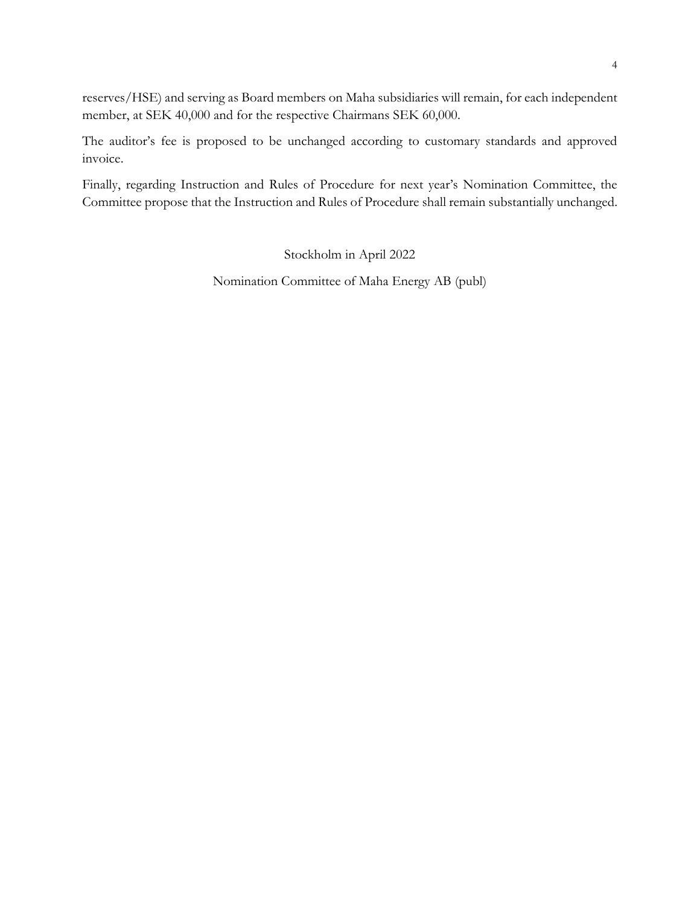reserves/HSE) and serving as Board members on Maha subsidiaries will remain, for each independent member, at SEK 40,000 and for the respective Chairmans SEK 60,000.

The auditor's fee is proposed to be unchanged according to customary standards and approved invoice.

Finally, regarding Instruction and Rules of Procedure for next year's Nomination Committee, the Committee propose that the Instruction and Rules of Procedure shall remain substantially unchanged.

Stockholm in April 2022

Nomination Committee of Maha Energy AB (publ)